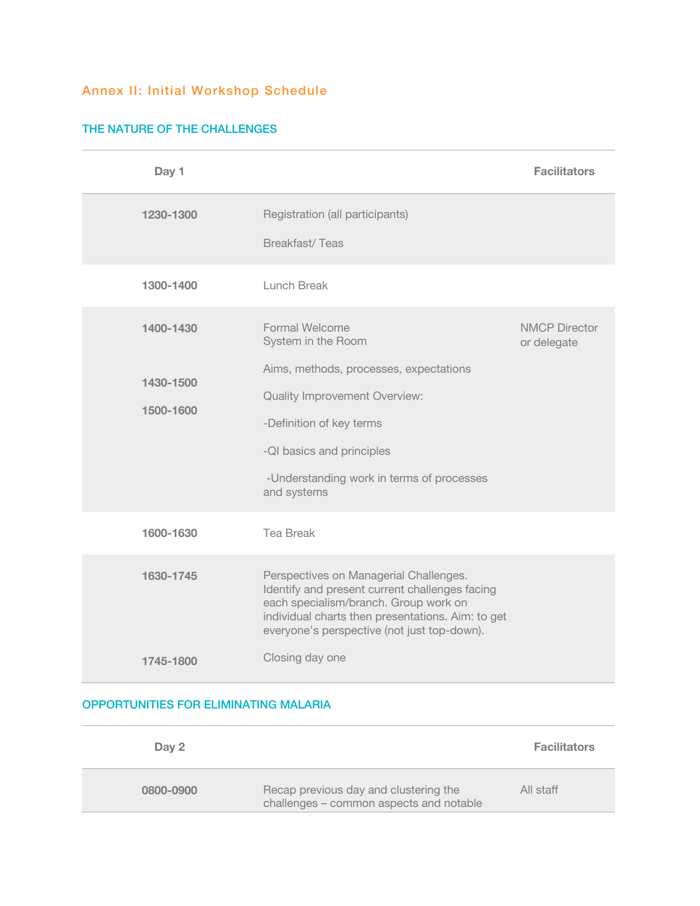## Annex II: Initial Workshop Schedule

### THE NATURE OF THE CHALLENGES

| Day 1 | | Facilitators |
|---|---|---|
| 1230-1300 | Registration (all participants)<br><br>Breakfast/ Teas | |
| 1300-1400 | Lunch Break | |
| 1400-1430<br><br>1430-1500<br><br>1500-1600 | Formal Welcome<br>System in the Room<br><br>Aims, methods, processes, expectations<br><br>Quality Improvement Overview:<br><br>-Definition of key terms<br><br>-QI basics and principles<br><br>-Understanding work in terms of processes and systems | NMCP Director or delegate |
| 1600-1630 | Tea Break | |
| 1630-1745<br><br>1745-1800 | Perspectives on Managerial Challenges. Identify and present current challenges facing each specialism/branch. Group work on individual charts then presentations. Aim: to get everyone's perspective (not just top-down).<br><br>Closing day one | |

### OPPORTUNITIES FOR ELIMINATING MALARIA

| Day 2 | | Facilitators |
|---|---|---|
| 0800-0900 | Recap previous day and clustering the challenges – common aspects and notable | All staff |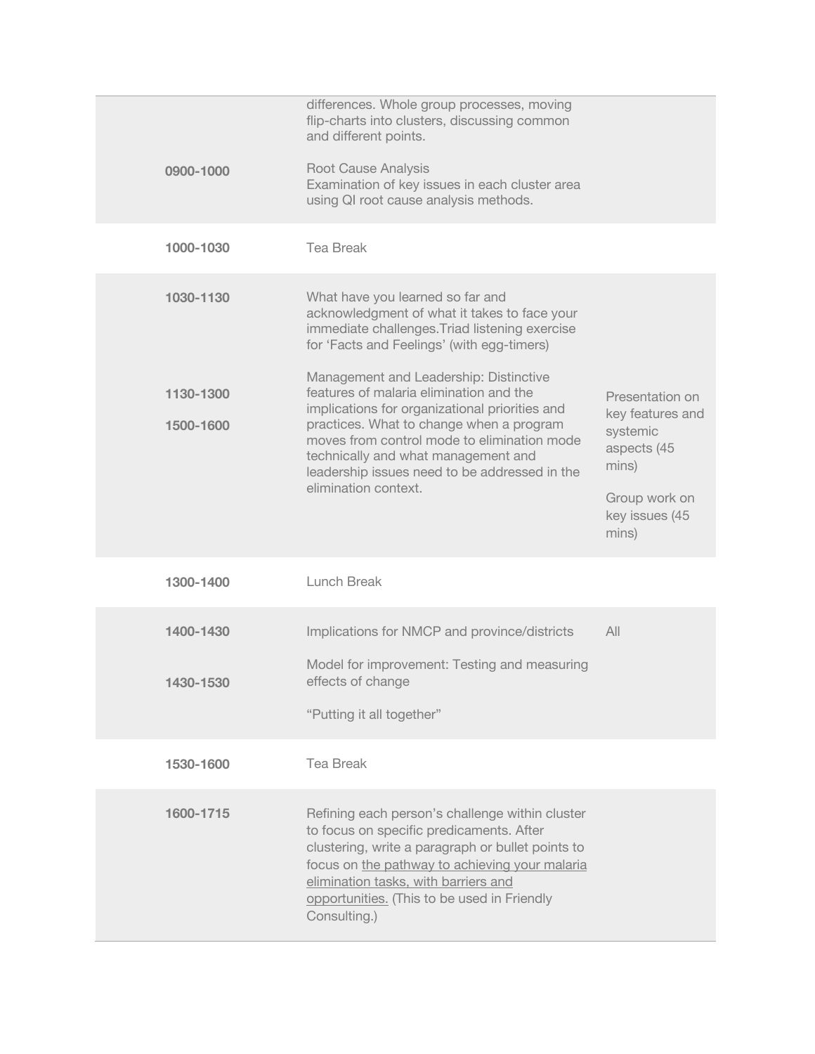| | | |
|---|---|---|
| 0900-1000 | differences. Whole group processes, moving flip-charts into clusters, discussing common and different points.<br><br>Root Cause Analysis<br>Examination of key issues in each cluster area using QI root cause analysis methods. | |
| 1000-1030 | Tea Break | |
| 1030-1130<br><br>1130-1300<br>1500-1600 | What have you learned so far and acknowledgment of what it takes to face your immediate challenges.Triad listening exercise for 'Facts and Feelings' (with egg-timers)<br><br>Management and Leadership: Distinctive features of malaria elimination and the implications for organizational priorities and practices. What to change when a program moves from control mode to elimination mode technically and what management and leadership issues need to be addressed in the elimination context. | Presentation on key features and systemic aspects (45 mins)<br><br>Group work on key issues (45 mins) |
| 1300-1400 | Lunch Break | |
| 1400-1430<br><br>1430-1530 | Implications for NMCP and province/districts<br><br>Model for improvement: Testing and measuring effects of change<br><br>"Putting it all together" | All |
| 1530-1600 | Tea Break | |
| 1600-1715 | Refining each person's challenge within cluster to focus on specific predicaments. After clustering, write a paragraph or bullet points to focus on the pathway to achieving your malaria elimination tasks, with barriers and opportunities. (This to be used in Friendly Consulting.) | |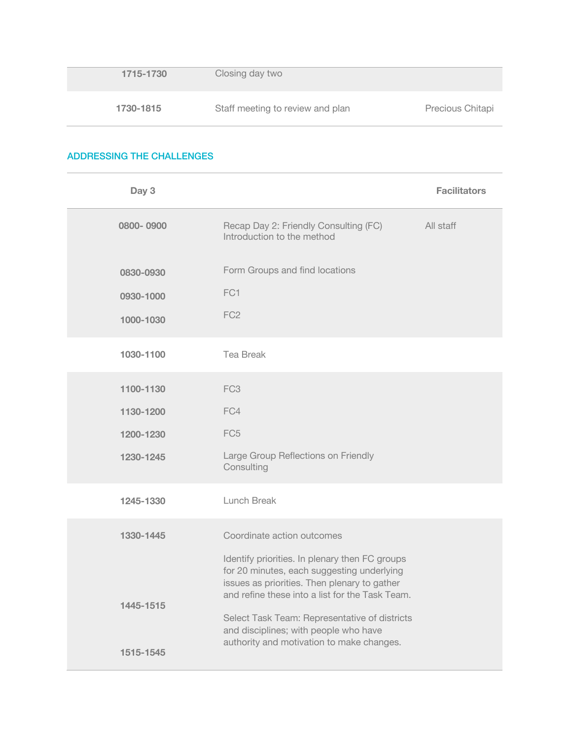| | | |
|---|---|---|
| 1715-1730 | Closing day two | |
| 1730-1815 | Staff meeting to review and plan | Precious Chitapi |

## ADDRESSING THE CHALLENGES

| Day 3 | | Facilitators |
|---|---|---|
| 0800- 0900 | Recap Day 2: Friendly Consulting (FC) Introduction to the method | All staff |
| 0830-0930 | Form Groups and find locations | |
| 0930-1000 | FC1 | |
| 1000-1030 | FC2 | |
| 1030-1100 | Tea Break | |
| 1100-1130 | FC3 | |
| 1130-1200 | FC4 | |
| 1200-1230 | FC5 | |
| 1230-1245 | Large Group Reflections on Friendly Consulting | |
| 1245-1330 | Lunch Break | |
| 1330-1445 | Coordinate action outcomes | |
| 1445-1515 | Identify priorities. In plenary then FC groups for 20 minutes, each suggesting underlying issues as priorities. Then plenary to gather and refine these into a list for the Task Team. | |
| 1515-1545 | Select Task Team: Representative of districts and disciplines; with people who have authority and motivation to make changes. | |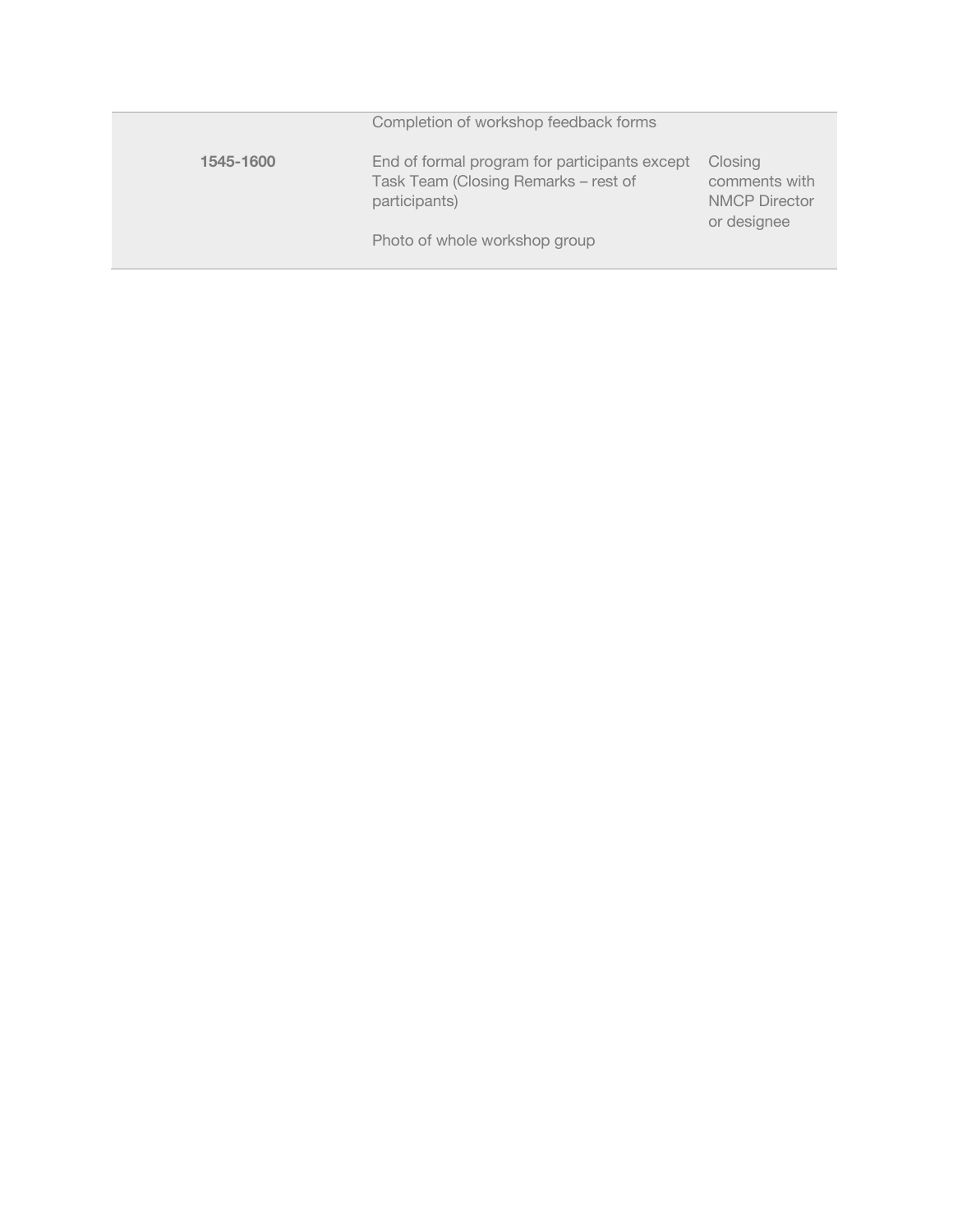| | | |
|---|---|---|
| | Completion of workshop feedback forms | |
| **1545-1600** | End of formal program for participants except Task Team (Closing Remarks – rest of participants)<br><br>Photo of whole workshop group | Closing comments with NMCP Director or designee |